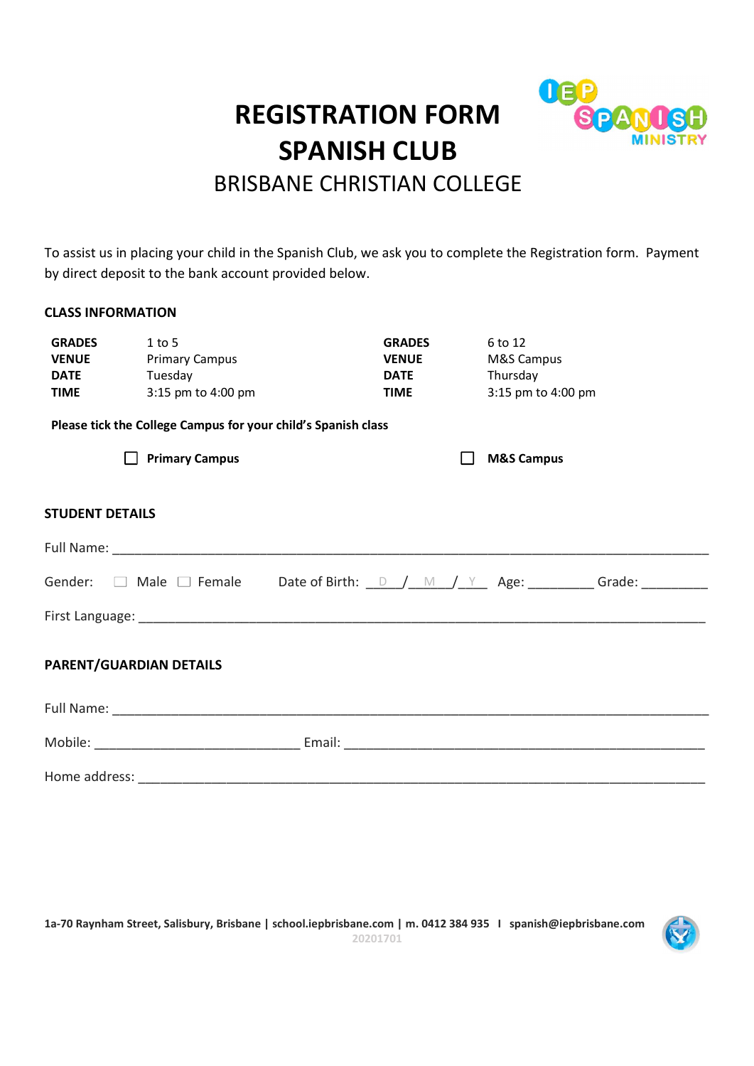# REGISTRATION FORM
# SPANISH CLUB
## BRISBANE CHRISTIAN COLLEGE

To assist us in placing your child in the Spanish Club, we ask you to complete the Registration form. Payment by direct deposit to the bank account provided below.

### CLASS INFORMATION

| | | | |
|---|---|---|---|
| **GRADES** | 1 to 5 | **GRADES** | 6 to 12 |
| **VENUE** | Primary Campus | **VENUE** | M&S Campus |
| **DATE** | Tuesday | **DATE** | Thursday |
| **TIME** | 3:15 pm to 4:00 pm | **TIME** | 3:15 pm to 4:00 pm |

**Please tick the College Campus for your child's Spanish class**

☐ **Primary Campus** ☐ **M&S Campus**

### STUDENT DETAILS

Full Name: ___________________________________________________________________________

Gender: ☐ Male ☐ Female Date of Birth: __D__/__M__/__Y__ Age: _________ Grade: _________

First Language: _______________________________________________________________________

### PARENT/GUARDIAN DETAILS

Full Name: ___________________________________________________________________________

Mobile: ____________________________ Email: _____________________________________________

Home address: _________________________________________________________________________

**1a-70 Raynham Street, Salisbury, Brisbane | school.iepbrisbane.com | m. 0412 384 935 I spanish@iepbrisbane.com**

20201701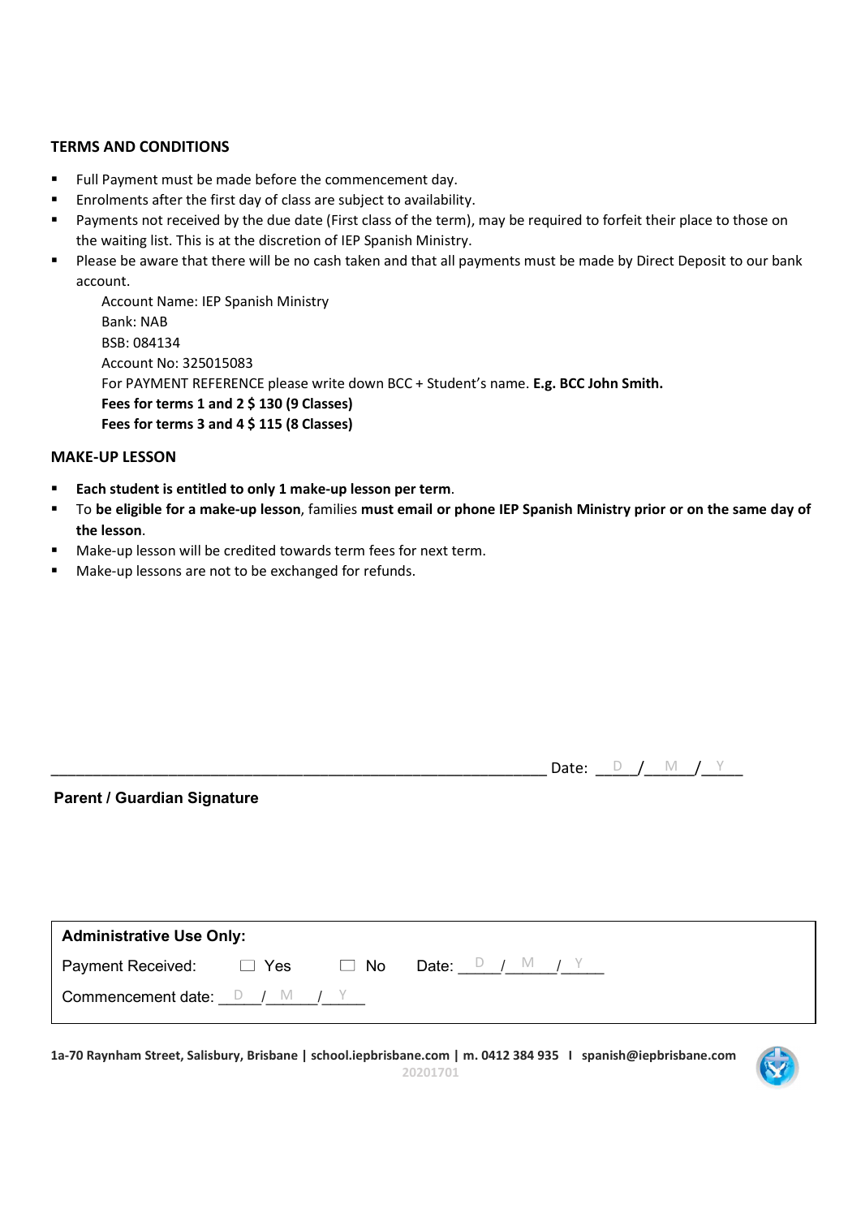## TERMS AND CONDITIONS

- Full Payment must be made before the commencement day.
- Enrolments after the first day of class are subject to availability.
- Payments not received by the due date (First class of the term), may be required to forfeit their place to those on the waiting list. This is at the discretion of IEP Spanish Ministry.
- Please be aware that there will be no cash taken and that all payments must be made by Direct Deposit to our bank account.

  Account Name: IEP Spanish Ministry
  Bank: NAB
  BSB: 084134
  Account No: 325015083
  For PAYMENT REFERENCE please write down BCC + Student's name. **E.g. BCC John Smith.**
  **Fees for terms 1 and 2 $ 130 (9 Classes)**
  **Fees for terms 3 and 4 $ 115 (8 Classes)**

## MAKE-UP LESSON

- **Each student is entitled to only 1 make-up lesson per term**.
- To **be eligible for a make-up lesson**, families **must email or phone IEP Spanish Ministry prior or on the same day of the lesson**.
- Make-up lesson will be credited towards term fees for next term.
- Make-up lessons are not to be exchanged for refunds.

______________________________________________ Date: __D__/__M__/__Y__

**Parent / Guardian Signature**

| **Administrative Use Only:** | | | |
|---|---|---|---|
| Payment Received: | ☐ Yes | ☐ No | Date: __D__/__M__/__Y__ |
| Commencement date: __D__/__M__/__Y__ | | | |

1a-70 Raynham Street, Salisbury, Brisbane | school.iepbrisbane.com | m. 0412 384 935 I spanish@iepbrisbane.com

20201701